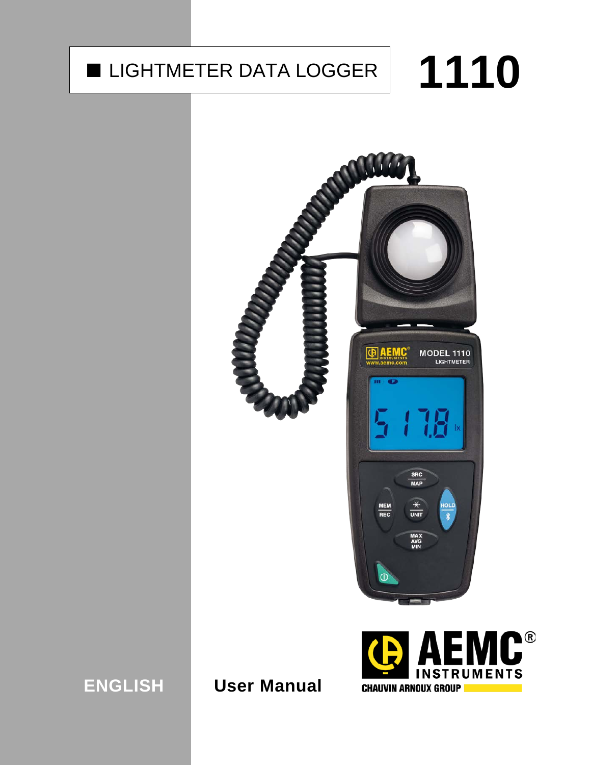# ■ LIGHTMETER DATA LOGGER

# 1110

ENGLISH

**User Manual**

AEMC® INSTRUMENTS

CHAUVIN ARNOUX GROUP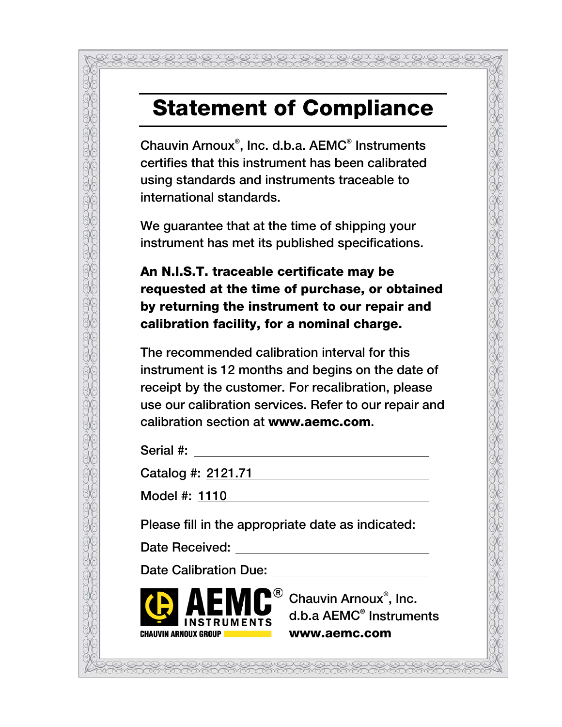# Statement of Compliance

Chauvin Arnoux®, Inc. d.b.a. AEMC® Instruments certifies that this instrument has been calibrated using standards and instruments traceable to international standards.

We guarantee that at the time of shipping your instrument has met its published specifications.

**An N.I.S.T. traceable certificate may be requested at the time of purchase, or obtained by returning the instrument to our repair and calibration facility, for a nominal charge.**

The recommended calibration interval for this instrument is 12 months and begins on the date of receipt by the customer. For recalibration, please use our calibration services. Refer to our repair and calibration section at **www.aemc.com**.

Serial #: ______________________

Catalog #: 2121.71

Model #: 1110

Please fill in the appropriate date as indicated:

Date Received: ______________________

Date Calibration Due: ______________________

AEMC® INSTRUMENTS
CHAUVIN ARNOUX GROUP

Chauvin Arnoux®, Inc.
d.b.a AEMC® Instruments
**www.aemc.com**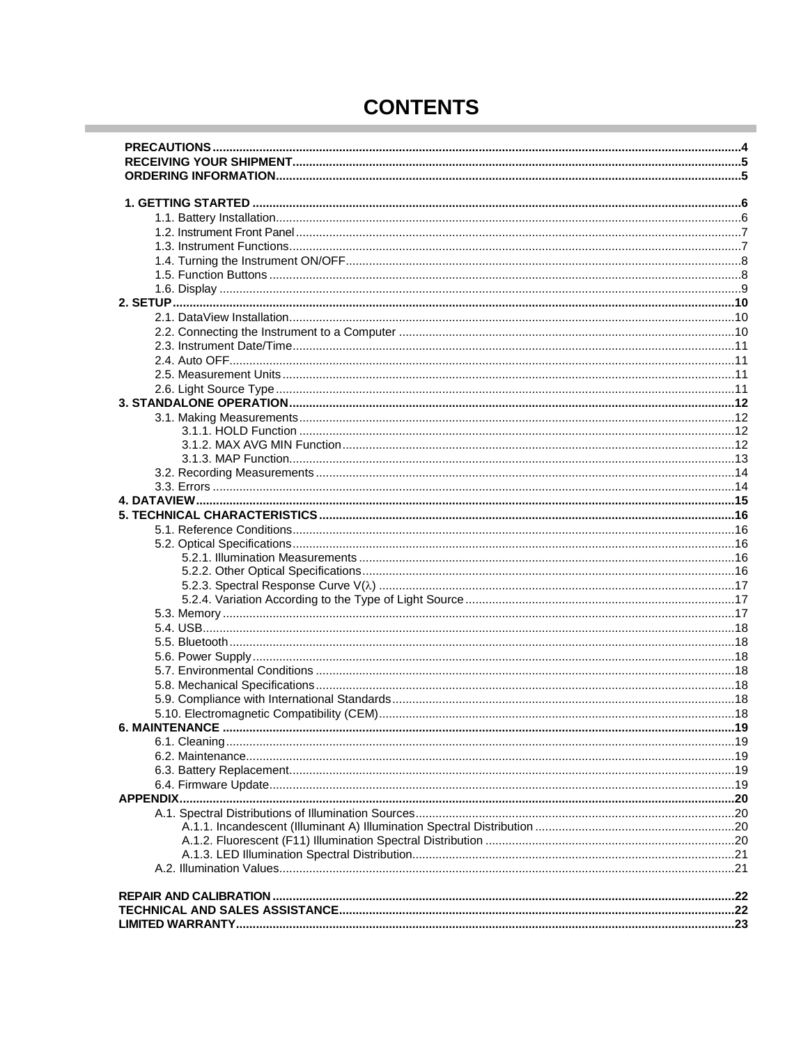# CONTENTS

**PRECAUTIONS** ... 4
**RECEIVING YOUR SHIPMENT** ... 5
**ORDERING INFORMATION** ... 5

**1. GETTING STARTED** ... 6
- 1.1. Battery Installation ... 6
- 1.2. Instrument Front Panel ... 7
- 1.3. Instrument Functions ... 7
- 1.4. Turning the Instrument ON/OFF ... 8
- 1.5. Function Buttons ... 8
- 1.6. Display ... 9

**2. SETUP** ... 10
- 2.1. DataView Installation ... 10
- 2.2. Connecting the Instrument to a Computer ... 10
- 2.3. Instrument Date/Time ... 11
- 2.4. Auto OFF ... 11
- 2.5. Measurement Units ... 11
- 2.6. Light Source Type ... 11

**3. STANDALONE OPERATION** ... 12
- 3.1. Making Measurements ... 12
  - 3.1.1. HOLD Function ... 12
  - 3.1.2. MAX AVG MIN Function ... 12
  - 3.1.3. MAP Function ... 13
- 3.2. Recording Measurements ... 14
- 3.3. Errors ... 14

**4. DATAVIEW** ... 15

**5. TECHNICAL CHARACTERISTICS** ... 16
- 5.1. Reference Conditions ... 16
- 5.2. Optical Specifications ... 16
  - 5.2.1. Illumination Measurements ... 16
  - 5.2.2. Other Optical Specifications ... 16
  - 5.2.3. Spectral Response Curve V($\lambda$) ... 17
  - 5.2.4. Variation According to the Type of Light Source ... 17
- 5.3. Memory ... 17
- 5.4. USB ... 18
- 5.5. Bluetooth ... 18
- 5.6. Power Supply ... 18
- 5.7. Environmental Conditions ... 18
- 5.8. Mechanical Specifications ... 18
- 5.9. Compliance with International Standards ... 18
- 5.10. Electromagnetic Compatibility (CEM) ... 18

**6. MAINTENANCE** ... 19
- 6.1. Cleaning ... 19
- 6.2. Maintenance ... 19
- 6.3. Battery Replacement ... 19
- 6.4. Firmware Update ... 19

**APPENDIX** ... 20
- A.1. Spectral Distributions of Illumination Sources ... 20
  - A.1.1. Incandescent (Illuminant A) Illumination Spectral Distribution ... 20
  - A.1.2. Fluorescent (F11) Illumination Spectral Distribution ... 20
  - A.1.3. LED Illumination Spectral Distribution ... 21
- A.2. Illumination Values ... 21

**REPAIR AND CALIBRATION** ... 22
**TECHNICAL AND SALES ASSISTANCE** ... 22
**LIMITED WARRANTY** ... 23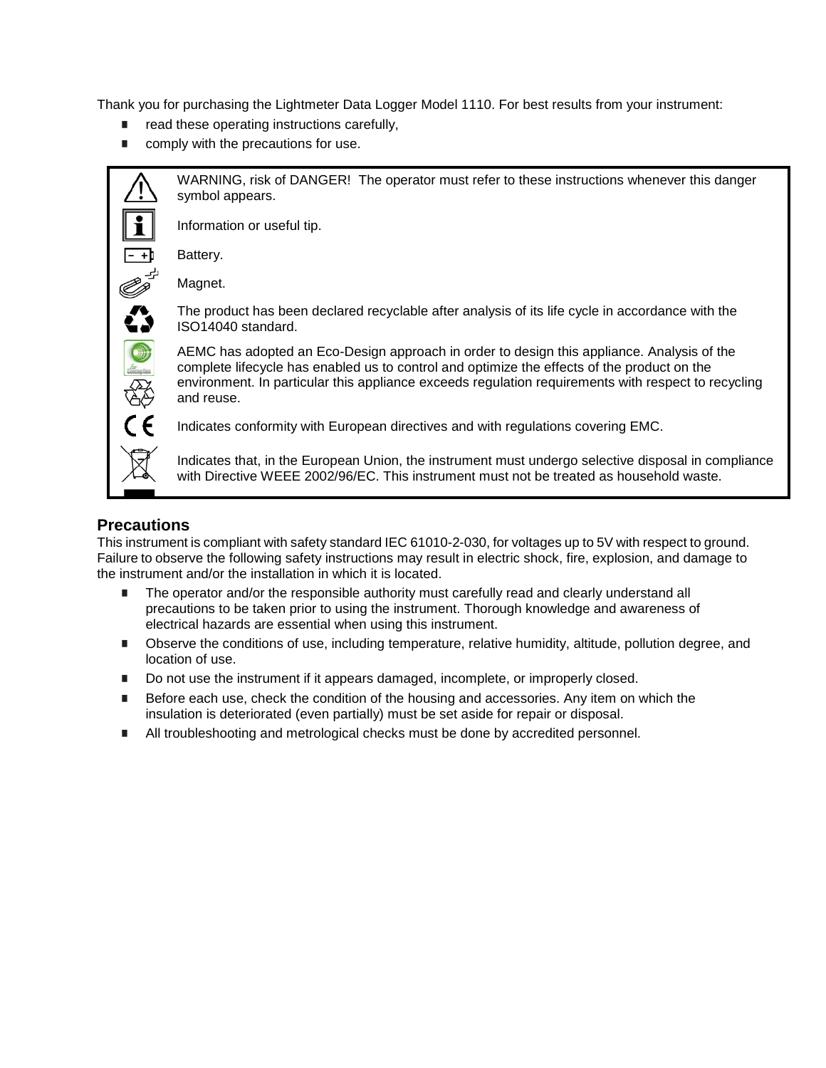Thank you for purchasing the Lightmeter Data Logger Model 1110. For best results from your instrument:

- read these operating instructions carefully,
- comply with the precautions for use.

| Symbol | Meaning |
| --- | --- |
| ⚠ | WARNING, risk of DANGER! The operator must refer to these instructions whenever this danger symbol appears. |
| ℹ | Information or useful tip. |
| Battery symbol | Battery. |
| Magnet symbol | Magnet. |
| ♻ | The product has been declared recyclable after analysis of its life cycle in accordance with the ISO14040 standard. |
| Eco-conception symbol | AEMC has adopted an Eco-Design approach in order to design this appliance. Analysis of the complete lifecycle has enabled us to control and optimize the effects of the product on the environment. In particular this appliance exceeds regulation requirements with respect to recycling and reuse. |
| CE | Indicates conformity with European directives and with regulations covering EMC. |
| WEEE symbol | Indicates that, in the European Union, the instrument must undergo selective disposal in compliance with Directive WEEE 2002/96/EC. This instrument must not be treated as household waste. |

## Precautions

This instrument is compliant with safety standard IEC 61010-2-030, for voltages up to 5V with respect to ground. Failure to observe the following safety instructions may result in electric shock, fire, explosion, and damage to the instrument and/or the installation in which it is located.

- The operator and/or the responsible authority must carefully read and clearly understand all precautions to be taken prior to using the instrument. Thorough knowledge and awareness of electrical hazards are essential when using this instrument.
- Observe the conditions of use, including temperature, relative humidity, altitude, pollution degree, and location of use.
- Do not use the instrument if it appears damaged, incomplete, or improperly closed.
- Before each use, check the condition of the housing and accessories. Any item on which the insulation is deteriorated (even partially) must be set aside for repair or disposal.
- All troubleshooting and metrological checks must be done by accredited personnel.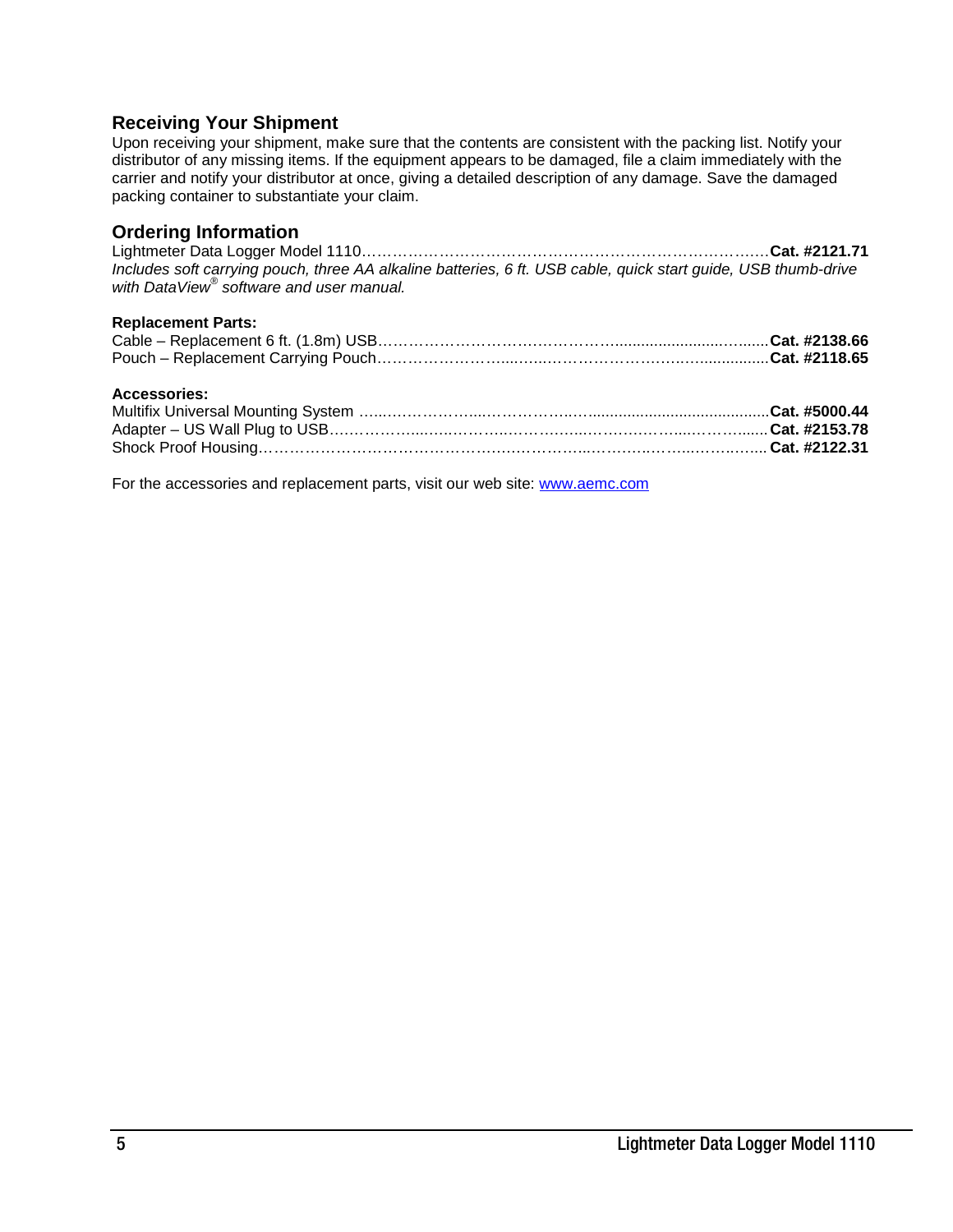## Receiving Your Shipment

Upon receiving your shipment, make sure that the contents are consistent with the packing list. Notify your distributor of any missing items. If the equipment appears to be damaged, file a claim immediately with the carrier and notify your distributor at once, giving a detailed description of any damage. Save the damaged packing container to substantiate your claim.

## Ordering Information

Lightmeter Data Logger Model 1110………………………………………………………………………**Cat. #2121.71**

*Includes soft carrying pouch, three AA alkaline batteries, 6 ft. USB cable, quick start guide, USB thumb-drive with DataView® software and user manual.*

**Replacement Parts:**

Cable – Replacement 6 ft. (1.8m) USB……………………………………………………**Cat. #2138.66**

Pouch – Replacement Carrying Pouch…………………………………………………**Cat. #2118.65**

**Accessories:**

Multifix Universal Mounting System ……………………………………………………**Cat. #5000.44**

Adapter – US Wall Plug to USB…………………………………………………………**Cat. #2153.78**

Shock Proof Housing……………………………………………………………………**Cat. #2122.31**

For the accessories and replacement parts, visit our web site: www.aemc.com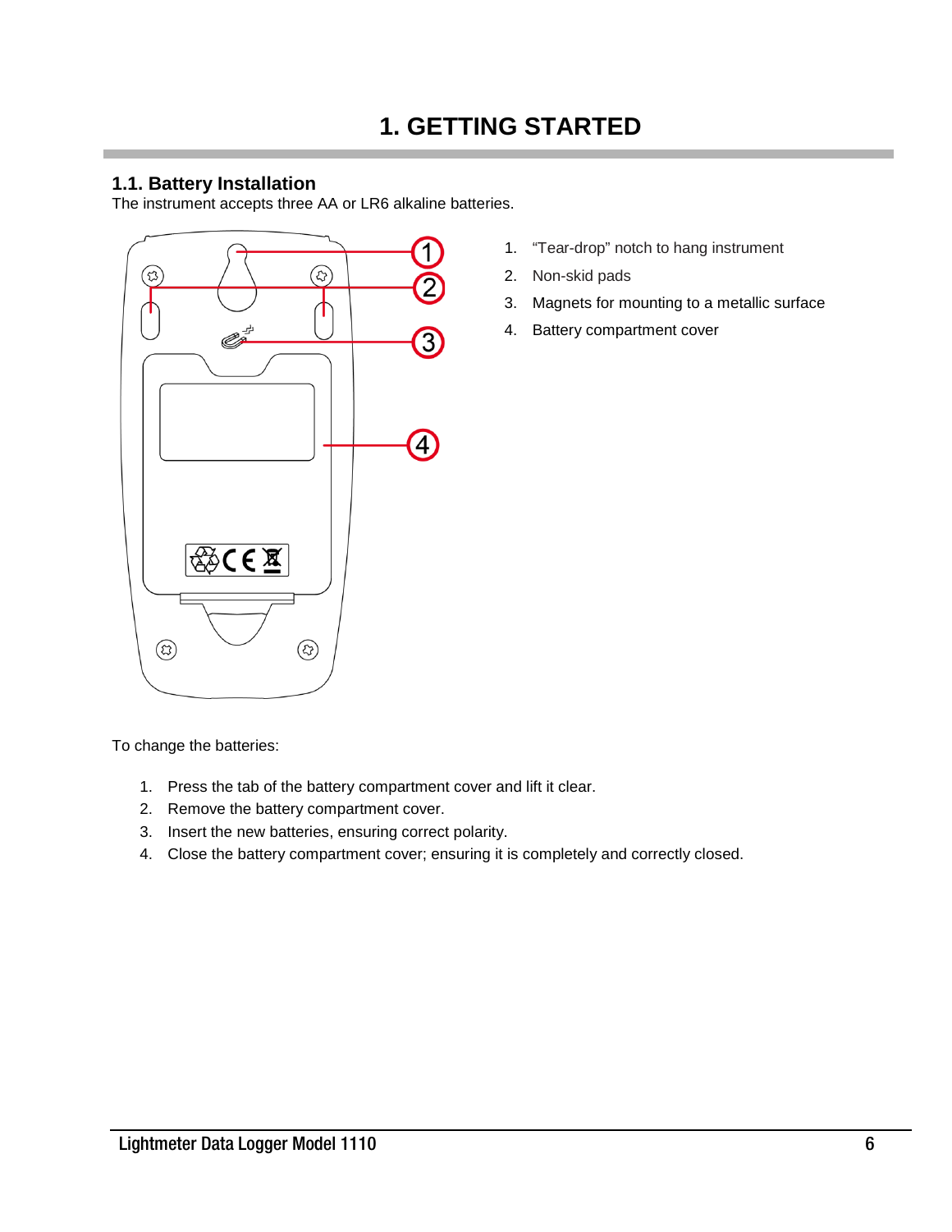# 1. GETTING STARTED

## 1.1. Battery Installation

The instrument accepts three AA or LR6 alkaline batteries.

1. “Tear-drop” notch to hang instrument
2. Non-skid pads
3. Magnets for mounting to a metallic surface
4. Battery compartment cover

To change the batteries:

1. Press the tab of the battery compartment cover and lift it clear.
2. Remove the battery compartment cover.
3. Insert the new batteries, ensuring correct polarity.
4. Close the battery compartment cover; ensuring it is completely and correctly closed.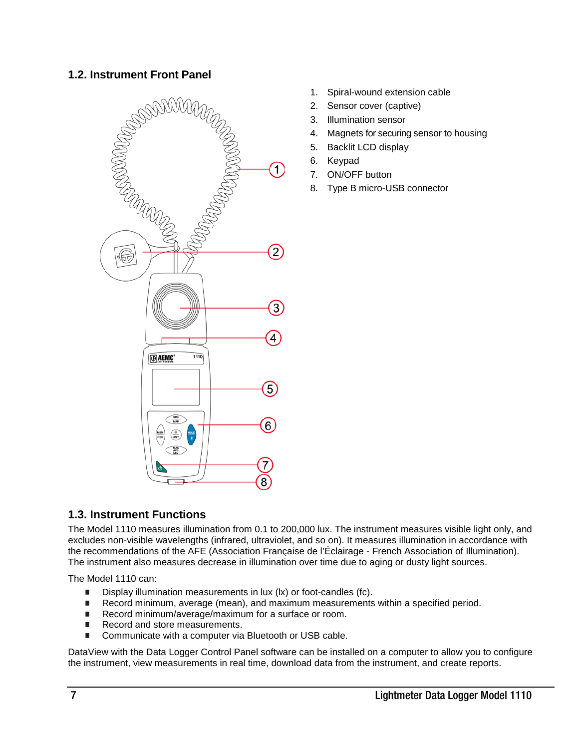## 1.2. Instrument Front Panel

1. Spiral-wound extension cable
2. Sensor cover (captive)
3. Illumination sensor
4. Magnets for securing sensor to housing
5. Backlit LCD display
6. Keypad
7. ON/OFF button
8. Type B micro-USB connector

## 1.3. Instrument Functions

The Model 1110 measures illumination from 0.1 to 200,000 lux. The instrument measures visible light only, and excludes non-visible wavelengths (infrared, ultraviolet, and so on). It measures illumination in accordance with the recommendations of the AFE (Association Française de l'Éclairage - French Association of Illumination). The instrument also measures decrease in illumination over time due to aging or dusty light sources.

The Model 1110 can:

- Display illumination measurements in lux (lx) or foot-candles (fc).
- Record minimum, average (mean), and maximum measurements within a specified period.
- Record minimum/average/maximum for a surface or room.
- Record and store measurements.
- Communicate with a computer via Bluetooth or USB cable.

DataView with the Data Logger Control Panel software can be installed on a computer to allow you to configure the instrument, view measurements in real time, download data from the instrument, and create reports.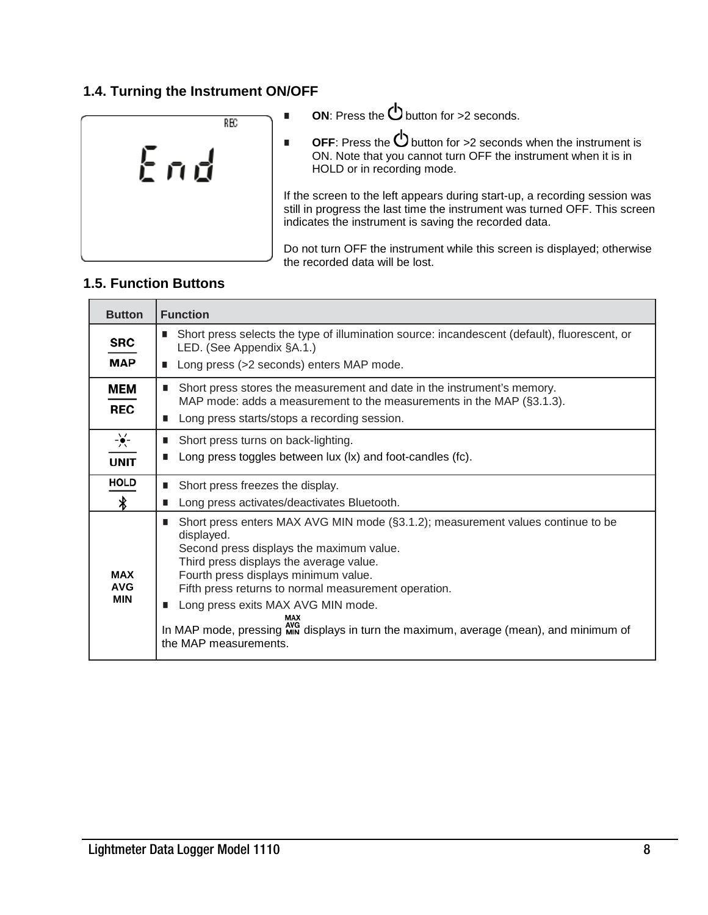## 1.4. Turning the Instrument ON/OFF

- **ON**: Press the ⏻ button for >2 seconds.
- **OFF**: Press the ⏻ button for >2 seconds when the instrument is ON. Note that you cannot turn OFF the instrument when it is in HOLD or in recording mode.

If the screen to the left appears during start-up, a recording session was still in progress the last time the instrument was turned OFF. This screen indicates the instrument is saving the recorded data.

Do not turn OFF the instrument while this screen is displayed; otherwise the recorded data will be lost.

## 1.5. Function Buttons

| Button | Function |
|---|---|
| SRC / MAP | ■ Short press selects the type of illumination source: incandescent (default), fluorescent, or LED. (See Appendix §A.1.)<br>■ Long press (>2 seconds) enters MAP mode. |
| MEM / REC | ■ Short press stores the measurement and date in the instrument's memory.<br>MAP mode: adds a measurement to the measurements in the MAP (§3.1.3).<br>■ Long press starts/stops a recording session. |
| ☀ / UNIT | ■ Short press turns on back-lighting.<br>■ Long press toggles between lux (lx) and foot-candles (fc). |
| HOLD / Bluetooth | ■ Short press freezes the display.<br>■ Long press activates/deactivates Bluetooth. |
| MAX AVG MIN | ■ Short press enters MAX AVG MIN mode (§3.1.2); measurement values continue to be displayed.<br>Second press displays the maximum value.<br>Third press displays the average value.<br>Fourth press displays minimum value.<br>Fifth press returns to normal measurement operation.<br>■ Long press exits MAX AVG MIN mode.<br>In MAP mode, pressing MAX AVG MIN displays in turn the maximum, average (mean), and minimum of the MAP measurements. |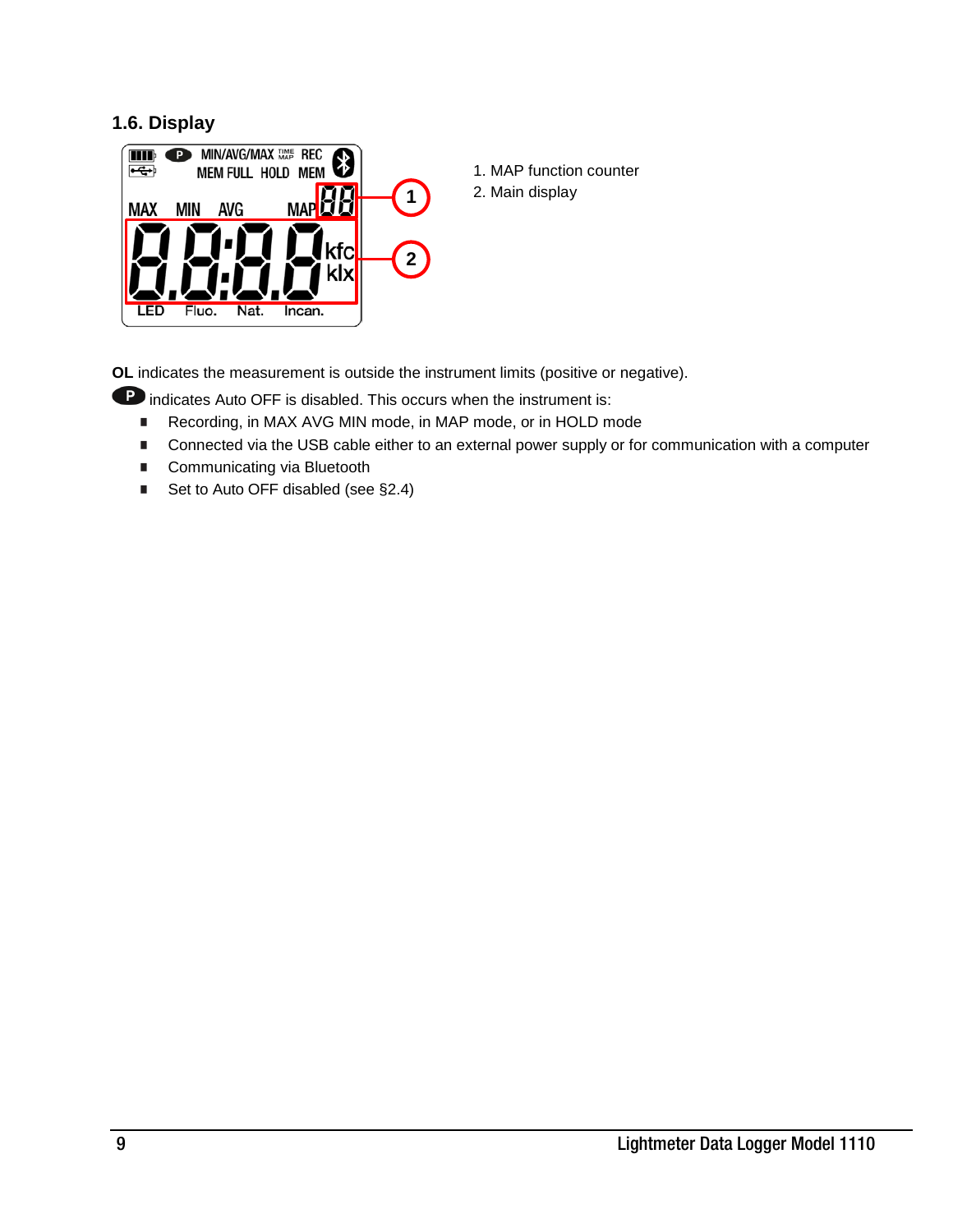## 1.6. Display

1. MAP function counter
2. Main display

**OL** indicates the measurement is outside the instrument limits (positive or negative).

**P** indicates Auto OFF is disabled. This occurs when the instrument is:

- Recording, in MAX AVG MIN mode, in MAP mode, or in HOLD mode
- Connected via the USB cable either to an external power supply or for communication with a computer
- Communicating via Bluetooth
- Set to Auto OFF disabled (see §2.4)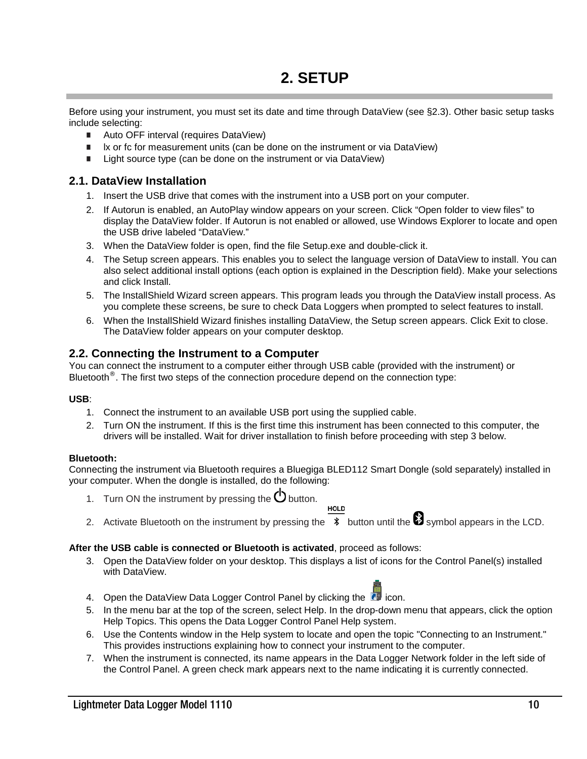# 2. SETUP

Before using your instrument, you must set its date and time through DataView (see §2.3). Other basic setup tasks include selecting:

- Auto OFF interval (requires DataView)
- lx or fc for measurement units (can be done on the instrument or via DataView)
- Light source type (can be done on the instrument or via DataView)

## 2.1. DataView Installation

1. Insert the USB drive that comes with the instrument into a USB port on your computer.
2. If Autorun is enabled, an AutoPlay window appears on your screen. Click "Open folder to view files" to display the DataView folder. If Autorun is not enabled or allowed, use Windows Explorer to locate and open the USB drive labeled "DataView."
3. When the DataView folder is open, find the file Setup.exe and double-click it.
4. The Setup screen appears. This enables you to select the language version of DataView to install. You can also select additional install options (each option is explained in the Description field). Make your selections and click Install.
5. The InstallShield Wizard screen appears. This program leads you through the DataView install process. As you complete these screens, be sure to check Data Loggers when prompted to select features to install.
6. When the InstallShield Wizard finishes installing DataView, the Setup screen appears. Click Exit to close. The DataView folder appears on your computer desktop.

## 2.2. Connecting the Instrument to a Computer

You can connect the instrument to a computer either through USB cable (provided with the instrument) or Bluetooth®. The first two steps of the connection procedure depend on the connection type:

**USB**:

1. Connect the instrument to an available USB port using the supplied cable.
2. Turn ON the instrument. If this is the first time this instrument has been connected to this computer, the drivers will be installed. Wait for driver installation to finish before proceeding with step 3 below.

**Bluetooth:**

Connecting the instrument via Bluetooth requires a Bluegiga BLED112 Smart Dongle (sold separately) installed in your computer. When the dongle is installed, do the following:

1. Turn ON the instrument by pressing the ⏻ button.
2. Activate Bluetooth on the instrument by pressing the HOLD/Bluetooth button until the Bluetooth symbol appears in the LCD.

**After the USB cable is connected or Bluetooth is activated**, proceed as follows:

3. Open the DataView folder on your desktop. This displays a list of icons for the Control Panel(s) installed with DataView.
4. Open the DataView Data Logger Control Panel by clicking the icon.
5. In the menu bar at the top of the screen, select Help. In the drop-down menu that appears, click the option Help Topics. This opens the Data Logger Control Panel Help system.
6. Use the Contents window in the Help system to locate and open the topic "Connecting to an Instrument." This provides instructions explaining how to connect your instrument to the computer.
7. When the instrument is connected, its name appears in the Data Logger Network folder in the left side of the Control Panel. A green check mark appears next to the name indicating it is currently connected.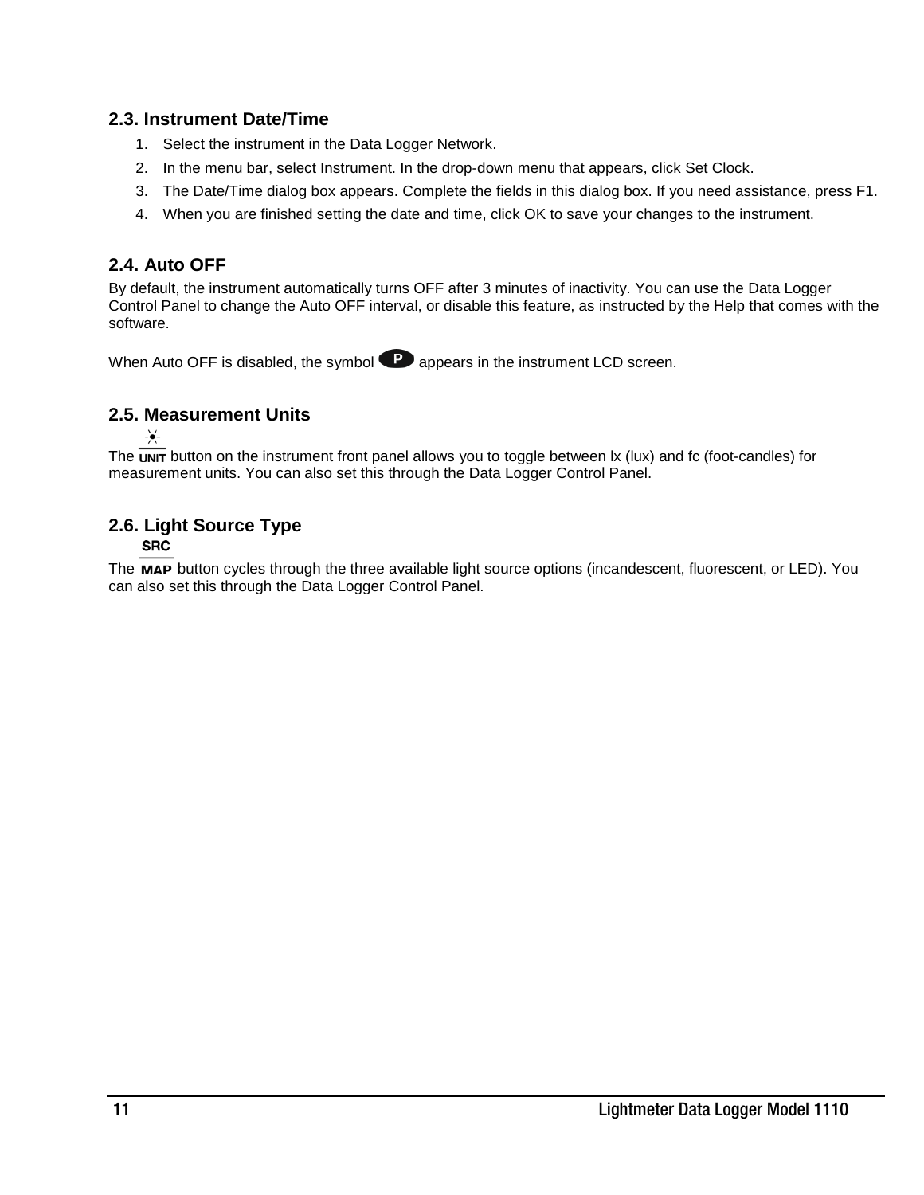## 2.3. Instrument Date/Time

1. Select the instrument in the Data Logger Network.
2. In the menu bar, select Instrument. In the drop-down menu that appears, click Set Clock.
3. The Date/Time dialog box appears. Complete the fields in this dialog box. If you need assistance, press F1.
4. When you are finished setting the date and time, click OK to save your changes to the instrument.

## 2.4. Auto OFF

By default, the instrument automatically turns OFF after 3 minutes of inactivity. You can use the Data Logger Control Panel to change the Auto OFF interval, or disable this feature, as instructed by the Help that comes with the software.

When Auto OFF is disabled, the symbol P appears in the instrument LCD screen.

## 2.5. Measurement Units

The ☀/UNIT button on the instrument front panel allows you to toggle between lx (lux) and fc (foot-candles) for measurement units. You can also set this through the Data Logger Control Panel.

## 2.6. Light Source Type

The SRC/MAP button cycles through the three available light source options (incandescent, fluorescent, or LED). You can also set this through the Data Logger Control Panel.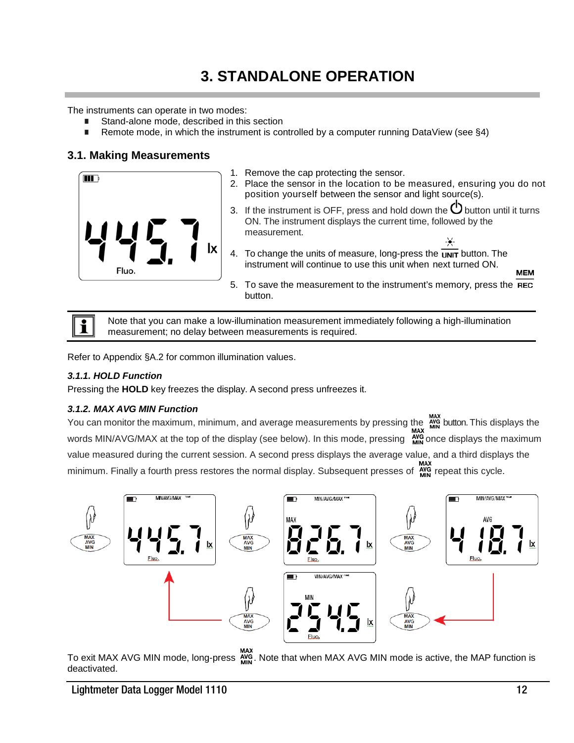# 3. STANDALONE OPERATION

The instruments can operate in two modes:

- Stand-alone mode, described in this section
- Remote mode, in which the instrument is controlled by a computer running DataView (see §4)

## 3.1. Making Measurements

1. Remove the cap protecting the sensor.
2. Place the sensor in the location to be measured, ensuring you do not position yourself between the sensor and light source(s).
3. If the instrument is OFF, press and hold down the ⏻ button until it turns ON. The instrument displays the current time, followed by the measurement.
4. To change the units of measure, long-press the UNIT button. The instrument will continue to use this unit when next turned ON.
5. To save the measurement to the instrument's memory, press the MEM REC button.

Note that you can make a low-illumination measurement immediately following a high-illumination measurement; no delay between measurements is required.

Refer to Appendix §A.2 for common illumination values.

### *3.1.1. HOLD Function*

Pressing the **HOLD** key freezes the display. A second press unfreezes it.

### *3.1.2. MAX AVG MIN Function*

You can monitor the maximum, minimum, and average measurements by pressing the MAX AVG MIN button. This displays the words MIN/AVG/MAX at the top of the display (see below). In this mode, pressing MAX AVG MIN once displays the maximum value measured during the current session. A second press displays the average value, and a third displays the minimum. Finally a fourth press restores the normal display. Subsequent presses of MAX AVG MIN repeat this cycle.

To exit MAX AVG MIN mode, long-press MAX AVG MIN. Note that when MAX AVG MIN mode is active, the MAP function is deactivated.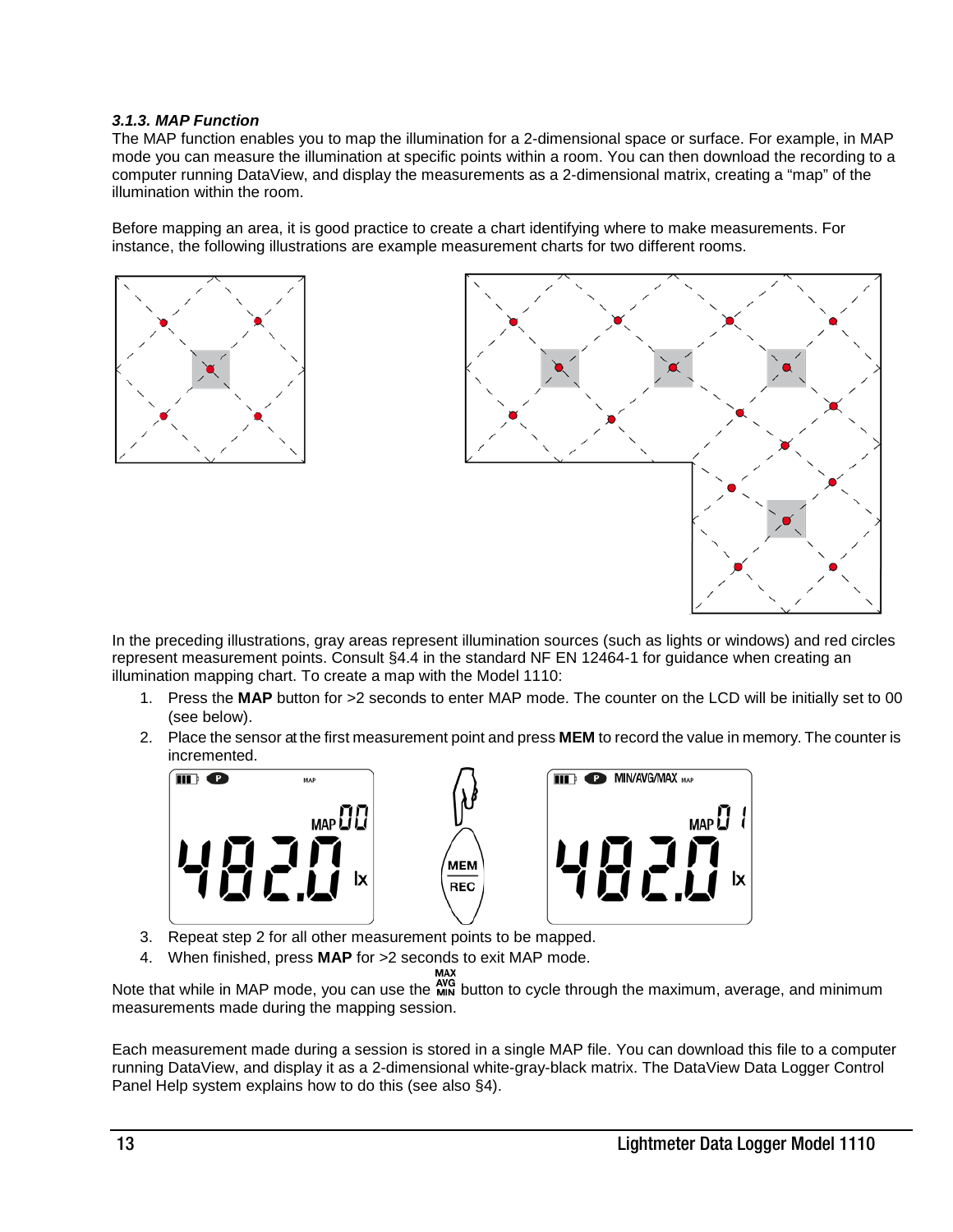### *3.1.3. MAP Function*

The MAP function enables you to map the illumination for a 2-dimensional space or surface. For example, in MAP mode you can measure the illumination at specific points within a room. You can then download the recording to a computer running DataView, and display the measurements as a 2-dimensional matrix, creating a "map" of the illumination within the room.

Before mapping an area, it is good practice to create a chart identifying where to make measurements. For instance, the following illustrations are example measurement charts for two different rooms.

In the preceding illustrations, gray areas represent illumination sources (such as lights or windows) and red circles represent measurement points. Consult §4.4 in the standard NF EN 12464-1 for guidance when creating an illumination mapping chart. To create a map with the Model 1110:

1. Press the **MAP** button for >2 seconds to enter MAP mode. The counter on the LCD will be initially set to 00 (see below).
2. Place the sensor at the first measurement point and press **MEM** to record the value in memory. The counter is incremented.
3. Repeat step 2 for all other measurement points to be mapped.
4. When finished, press **MAP** for >2 seconds to exit MAP mode.

Note that while in MAP mode, you can use the MAX AVG MIN button to cycle through the maximum, average, and minimum measurements made during the mapping session.

Each measurement made during a session is stored in a single MAP file. You can download this file to a computer running DataView, and display it as a 2-dimensional white-gray-black matrix. The DataView Data Logger Control Panel Help system explains how to do this (see also §4).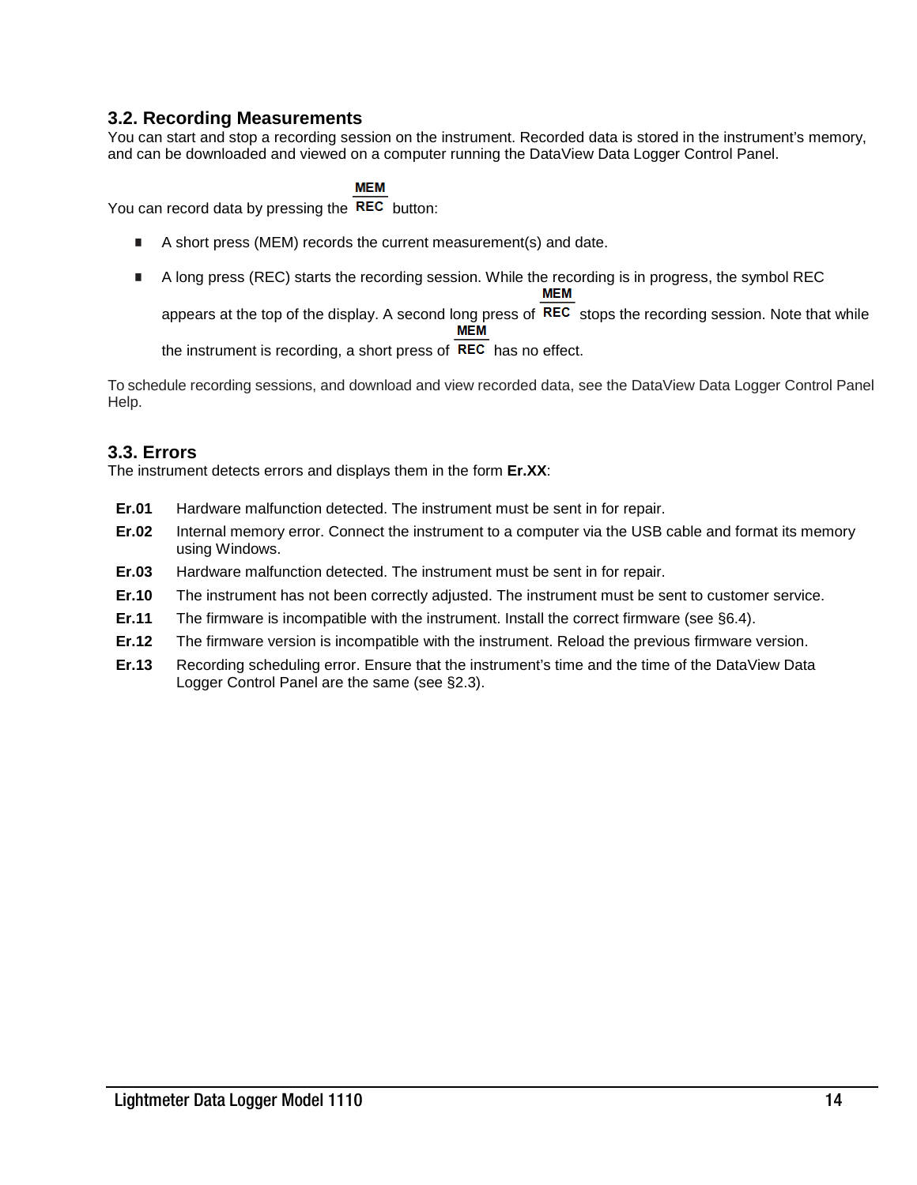## 3.2. Recording Measurements

You can start and stop a recording session on the instrument. Recorded data is stored in the instrument's memory, and can be downloaded and viewed on a computer running the DataView Data Logger Control Panel.

You can record data by pressing the MEM/REC button:

- A short press (MEM) records the current measurement(s) and date.
- A long press (REC) starts the recording session. While the recording is in progress, the symbol REC appears at the top of the display. A second long press of MEM/REC stops the recording session. Note that while the instrument is recording, a short press of MEM/REC has no effect.

To schedule recording sessions, and download and view recorded data, see the DataView Data Logger Control Panel Help.

## 3.3. Errors

The instrument detects errors and displays them in the form **Er.XX**:

**Er.01** Hardware malfunction detected. The instrument must be sent in for repair.

**Er.02** Internal memory error. Connect the instrument to a computer via the USB cable and format its memory using Windows.

**Er.03** Hardware malfunction detected. The instrument must be sent in for repair.

**Er.10** The instrument has not been correctly adjusted. The instrument must be sent to customer service.

**Er.11** The firmware is incompatible with the instrument. Install the correct firmware (see §6.4).

**Er.12** The firmware version is incompatible with the instrument. Reload the previous firmware version.

**Er.13** Recording scheduling error. Ensure that the instrument's time and the time of the DataView Data Logger Control Panel are the same (see §2.3).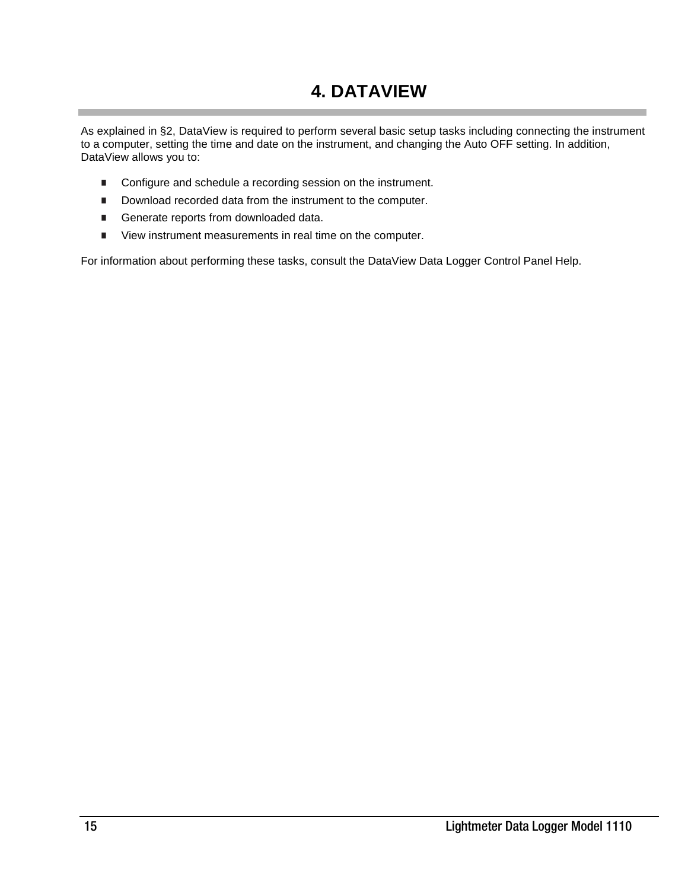# 4. DATAVIEW

As explained in §2, DataView is required to perform several basic setup tasks including connecting the instrument to a computer, setting the time and date on the instrument, and changing the Auto OFF setting. In addition, DataView allows you to:

- Configure and schedule a recording session on the instrument.
- Download recorded data from the instrument to the computer.
- Generate reports from downloaded data.
- View instrument measurements in real time on the computer.

For information about performing these tasks, consult the DataView Data Logger Control Panel Help.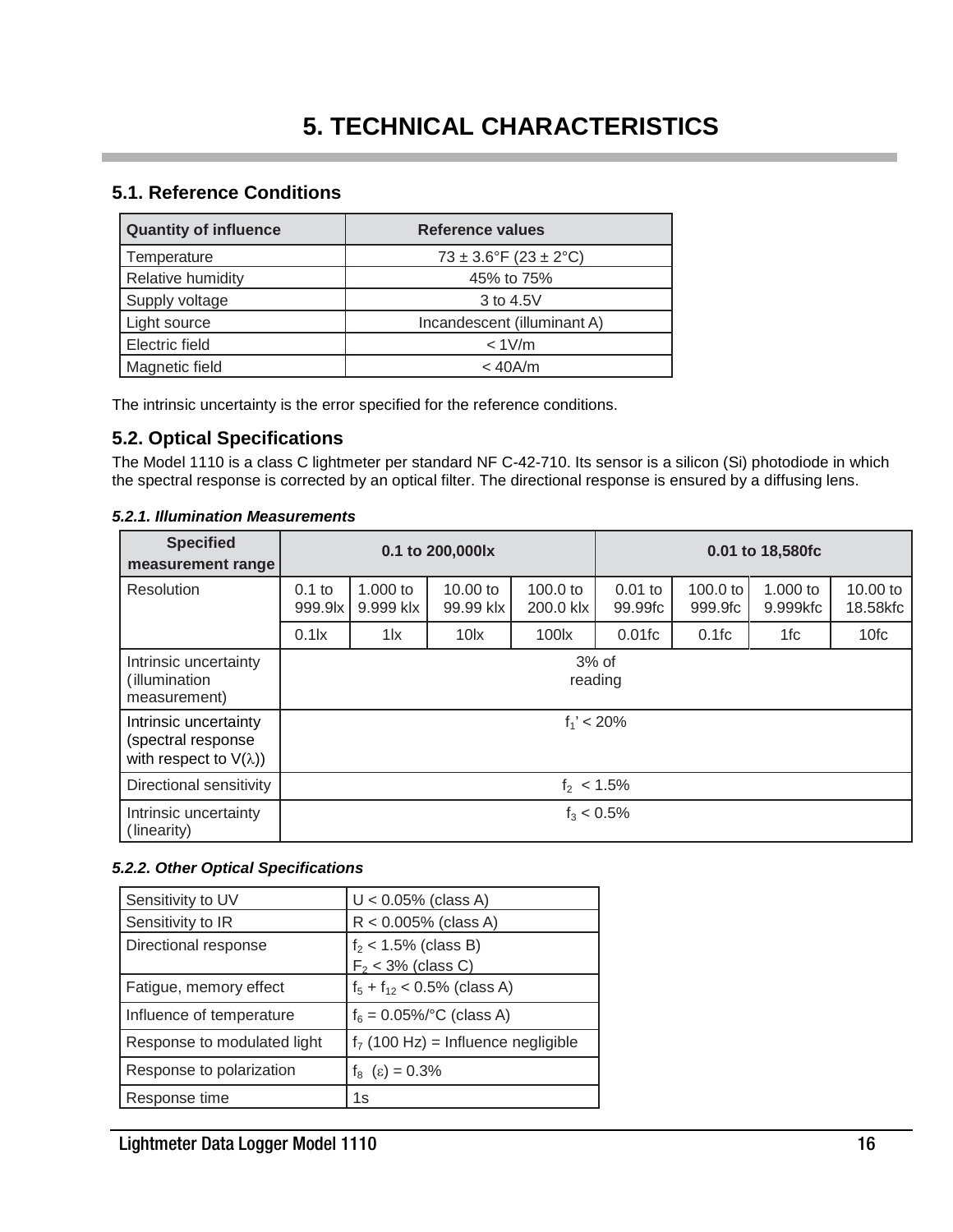# 5. TECHNICAL CHARACTERISTICS

## 5.1. Reference Conditions

| Quantity of influence | Reference values |
|---|---|
| Temperature | 73 ± 3.6°F (23 ± 2°C) |
| Relative humidity | 45% to 75% |
| Supply voltage | 3 to 4.5V |
| Light source | Incandescent (illuminant A) |
| Electric field | < 1V/m |
| Magnetic field | < 40A/m |

The intrinsic uncertainty is the error specified for the reference conditions.

## 5.2. Optical Specifications

The Model 1110 is a class C lightmeter per standard NF C-42-710. Its sensor is a silicon (Si) photodiode in which the spectral response is corrected by an optical filter. The directional response is ensured by a diffusing lens.

### *5.2.1. Illumination Measurements*

| Specified measurement range | 0.1 to 200,000lx | | | | 0.01 to 18,580fc | | | |
|---|---|---|---|---|---|---|---|---|
| Resolution | 0.1 to 999.9lx | 1.000 to 9.999 klx | 10.00 to 99.99 klx | 100.0 to 200.0 klx | 0.01 to 99.99fc | 100.0 to 999.9fc | 1.000 to 9.999kfc | 10.00 to 18.58kfc |
| | 0.1lx | 1lx | 10lx | 100lx | 0.01fc | 0.1fc | 1fc | 10fc |
| Intrinsic uncertainty (illumination measurement) | 3% of reading | | | | | | | |
| Intrinsic uncertainty (spectral response with respect to V(λ)) | $f_1' < 20\%$ | | | | | | | |
| Directional sensitivity | $f_2 < 1.5\%$ | | | | | | | |
| Intrinsic uncertainty (linearity) | $f_3 < 0.5\%$ | | | | | | | |

### *5.2.2. Other Optical Specifications*

| Sensitivity to UV | U < 0.05% (class A) |
|---|---|
| Sensitivity to IR | R < 0.005% (class A) |
| Directional response | $f_2 < 1.5\%$ (class B)<br>$F_2 < 3\%$ (class C) |
| Fatigue, memory effect | $f_5 + f_{12} < 0.5\%$ (class A) |
| Influence of temperature | $f_6 = 0.05\%/°C$ (class A) |
| Response to modulated light | $f_7$ (100 Hz) = Influence negligible |
| Response to polarization | $f_8$ $(\varepsilon) = 0.3\%$ |
| Response time | 1s |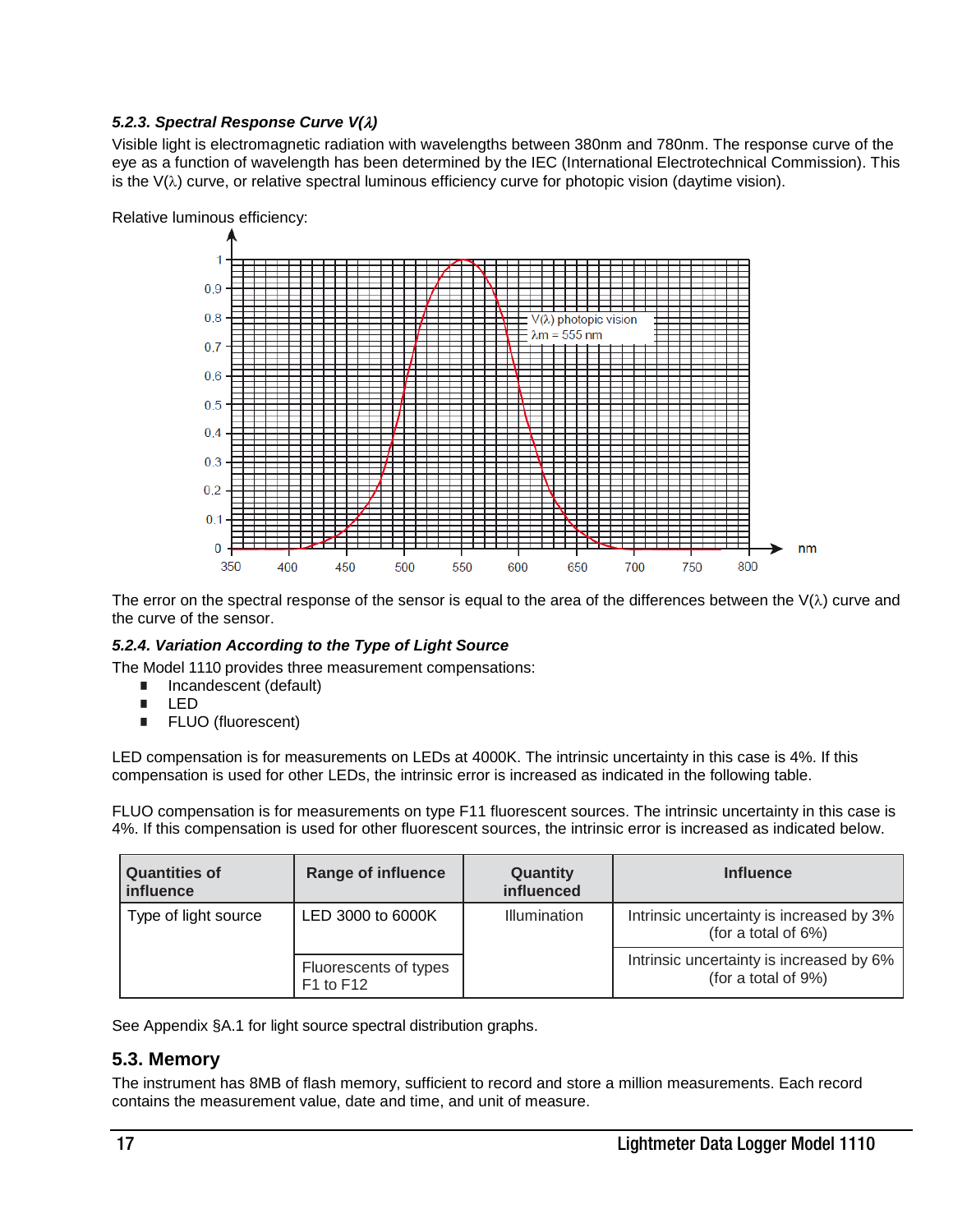### *5.2.3. Spectral Response Curve V(λ)*

Visible light is electromagnetic radiation with wavelengths between 380nm and 780nm. The response curve of the eye as a function of wavelength has been determined by the IEC (International Electrotechnical Commission). This is the V(λ) curve, or relative spectral luminous efficiency curve for photopic vision (daytime vision).

Relative luminous efficiency:

The error on the spectral response of the sensor is equal to the area of the differences between the V(λ) curve and the curve of the sensor.

### *5.2.4. Variation According to the Type of Light Source*

The Model 1110 provides three measurement compensations:

- Incandescent (default)
- LED
- FLUO (fluorescent)

LED compensation is for measurements on LEDs at 4000K. The intrinsic uncertainty in this case is 4%. If this compensation is used for other LEDs, the intrinsic error is increased as indicated in the following table.

FLUO compensation is for measurements on type F11 fluorescent sources. The intrinsic uncertainty in this case is 4%. If this compensation is used for other fluorescent sources, the intrinsic error is increased as indicated below.

| Quantities of influence | Range of influence | Quantity influenced | Influence |
| --- | --- | --- | --- |
| Type of light source | LED 3000 to 6000K | Illumination | Intrinsic uncertainty is increased by 3% (for a total of 6%) |
| | Fluorescents of types F1 to F12 | | Intrinsic uncertainty is increased by 6% (for a total of 9%) |

See Appendix §A.1 for light source spectral distribution graphs.

## 5.3. Memory

The instrument has 8MB of flash memory, sufficient to record and store a million measurements. Each record contains the measurement value, date and time, and unit of measure.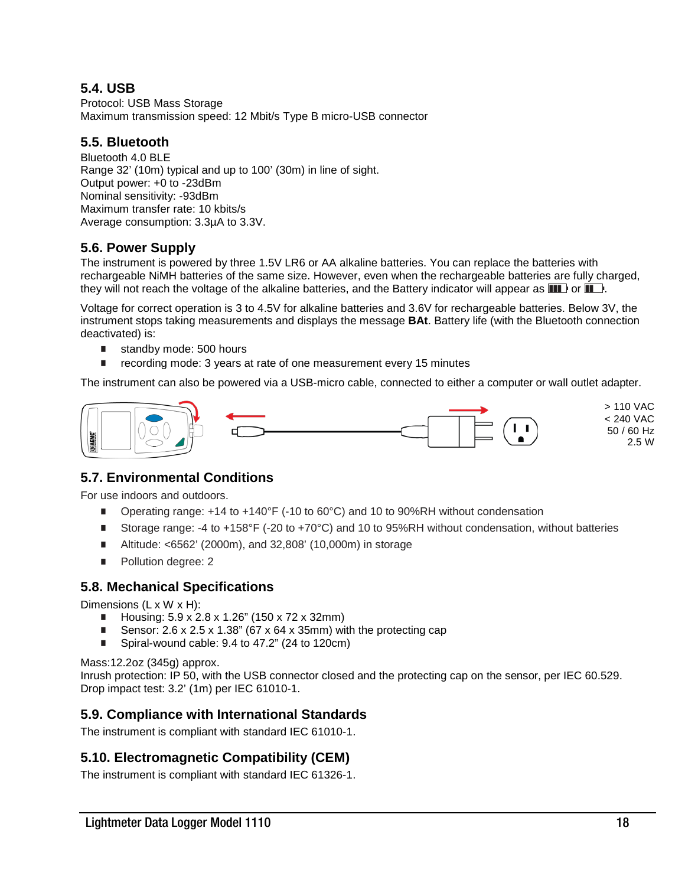## 5.4. USB

Protocol: USB Mass Storage
Maximum transmission speed: 12 Mbit/s Type B micro-USB connector

## 5.5. Bluetooth

Bluetooth 4.0 BLE
Range 32' (10m) typical and up to 100' (30m) in line of sight.
Output power: +0 to -23dBm
Nominal sensitivity: -93dBm
Maximum transfer rate: 10 kbits/s
Average consumption: 3.3µA to 3.3V.

## 5.6. Power Supply

The instrument is powered by three 1.5V LR6 or AA alkaline batteries. You can replace the batteries with rechargeable NiMH batteries of the same size. However, even when the rechargeable batteries are fully charged, they will not reach the voltage of the alkaline batteries, and the Battery indicator will appear as ▮▮▮ or ▮▮.

Voltage for correct operation is 3 to 4.5V for alkaline batteries and 3.6V for rechargeable batteries. Below 3V, the instrument stops taking measurements and displays the message **BAt**. Battery life (with the Bluetooth connection deactivated) is:

- standby mode: 500 hours
- recording mode: 3 years at rate of one measurement every 15 minutes

The instrument can also be powered via a USB-micro cable, connected to either a computer or wall outlet adapter.

> 110 VAC
< 240 VAC
50 / 60 Hz
2.5 W

## 5.7. Environmental Conditions

For use indoors and outdoors.

- Operating range: +14 to +140°F (-10 to 60°C) and 10 to 90%RH without condensation
- Storage range: -4 to +158°F (-20 to +70°C) and 10 to 95%RH without condensation, without batteries
- Altitude: <6562' (2000m), and 32,808' (10,000m) in storage
- Pollution degree: 2

## 5.8. Mechanical Specifications

Dimensions (L x W x H):

- Housing: 5.9 x 2.8 x 1.26" (150 x 72 x 32mm)
- Sensor: 2.6 x 2.5 x 1.38" (67 x 64 x 35mm) with the protecting cap
- Spiral-wound cable: 9.4 to 47.2" (24 to 120cm)

Mass:12.2oz (345g) approx.
Inrush protection: IP 50, with the USB connector closed and the protecting cap on the sensor, per IEC 60.529.
Drop impact test: 3.2' (1m) per IEC 61010-1.

## 5.9. Compliance with International Standards

The instrument is compliant with standard IEC 61010-1.

## 5.10. Electromagnetic Compatibility (CEM)

The instrument is compliant with standard IEC 61326-1.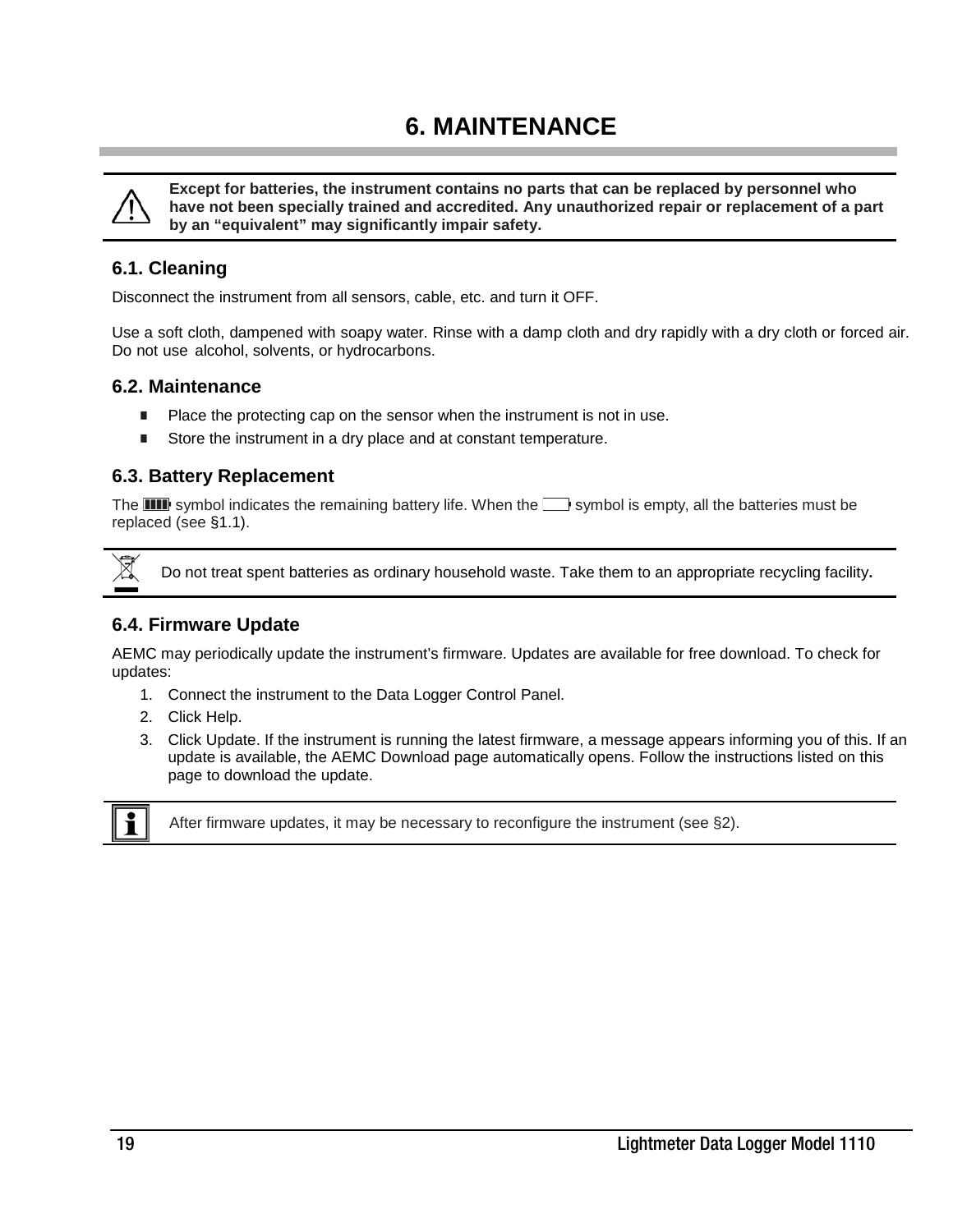# 6. MAINTENANCE

**Except for batteries, the instrument contains no parts that can be replaced by personnel who have not been specially trained and accredited. Any unauthorized repair or replacement of a part by an "equivalent" may significantly impair safety.**

## 6.1. Cleaning

Disconnect the instrument from all sensors, cable, etc. and turn it OFF.

Use a soft cloth, dampened with soapy water. Rinse with a damp cloth and dry rapidly with a dry cloth or forced air. Do not use alcohol, solvents, or hydrocarbons.

## 6.2. Maintenance

- Place the protecting cap on the sensor when the instrument is not in use.
- Store the instrument in a dry place and at constant temperature.

## 6.3. Battery Replacement

The symbol indicates the remaining battery life. When the symbol is empty, all the batteries must be replaced (see §1.1).

Do not treat spent batteries as ordinary household waste. Take them to an appropriate recycling facility**.**

## 6.4. Firmware Update

AEMC may periodically update the instrument's firmware. Updates are available for free download. To check for updates:

1. Connect the instrument to the Data Logger Control Panel.
2. Click Help.
3. Click Update. If the instrument is running the latest firmware, a message appears informing you of this. If an update is available, the AEMC Download page automatically opens. Follow the instructions listed on this page to download the update.

After firmware updates, it may be necessary to reconfigure the instrument (see §2).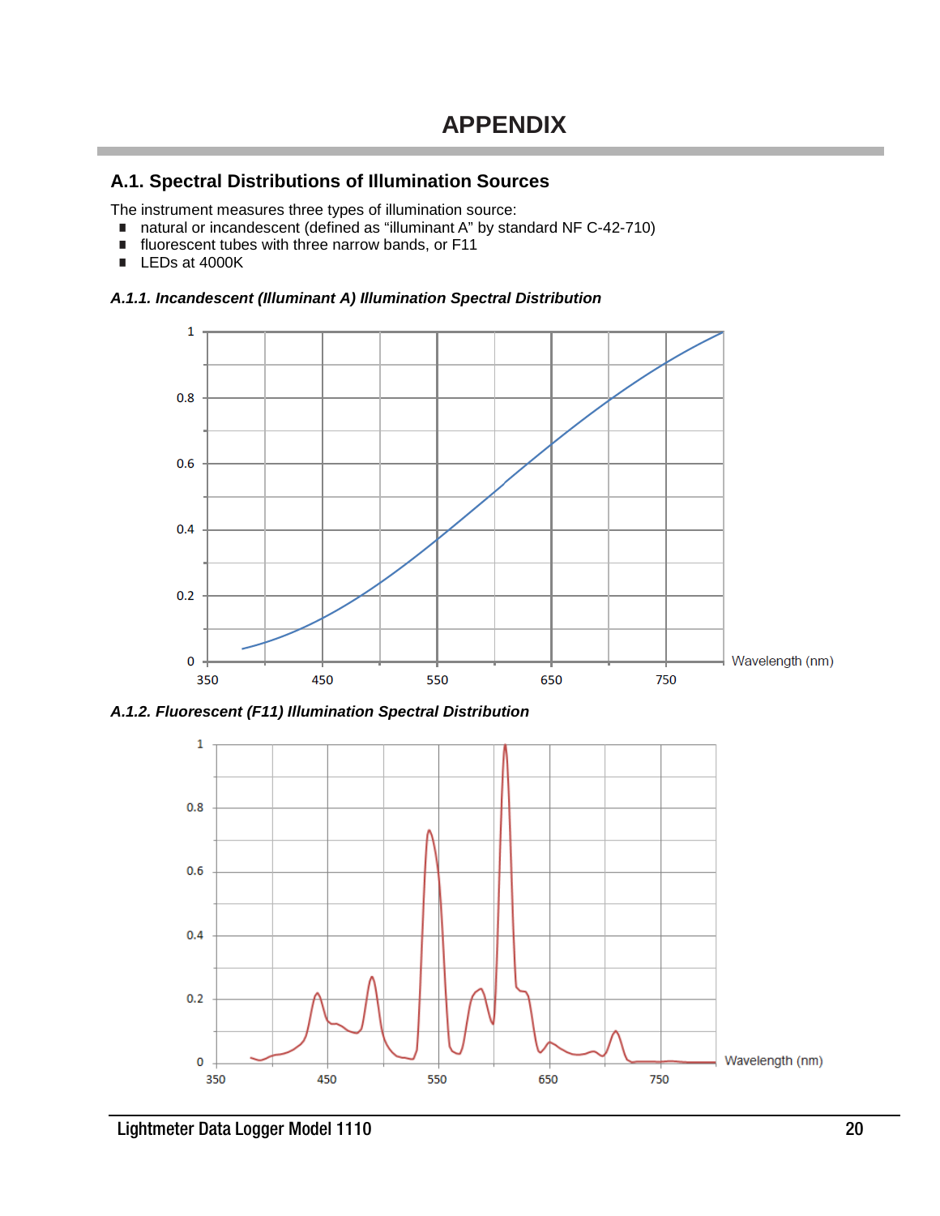# APPENDIX

## A.1. Spectral Distributions of Illumination Sources

The instrument measures three types of illumination source:

- natural or incandescent (defined as "illuminant A" by standard NF C-42-710)
- fluorescent tubes with three narrow bands, or F11
- LEDs at 4000K

### *A.1.1. Incandescent (Illuminant A) Illumination Spectral Distribution*

### *A.1.2. Fluorescent (F11) Illumination Spectral Distribution*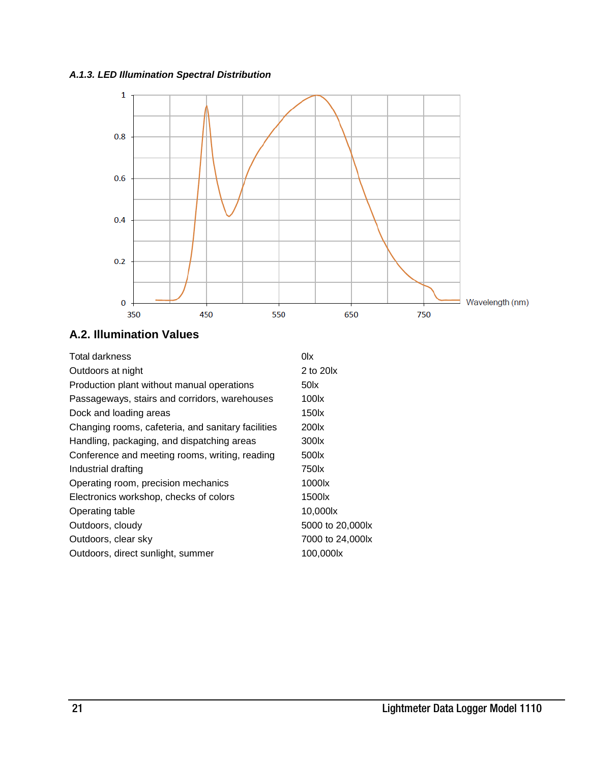### *A.1.3. LED Illumination Spectral Distribution*

## A.2. Illumination Values

| | |
|---|---|
| Total darkness | 0lx |
| Outdoors at night | 2 to 20lx |
| Production plant without manual operations | 50lx |
| Passageways, stairs and corridors, warehouses | 100lx |
| Dock and loading areas | 150lx |
| Changing rooms, cafeteria, and sanitary facilities | 200lx |
| Handling, packaging, and dispatching areas | 300lx |
| Conference and meeting rooms, writing, reading | 500lx |
| Industrial drafting | 750lx |
| Operating room, precision mechanics | 1000lx |
| Electronics workshop, checks of colors | 1500lx |
| Operating table | 10,000lx |
| Outdoors, cloudy | 5000 to 20,000lx |
| Outdoors, clear sky | 7000 to 24,000lx |
| Outdoors, direct sunlight, summer | 100,000lx |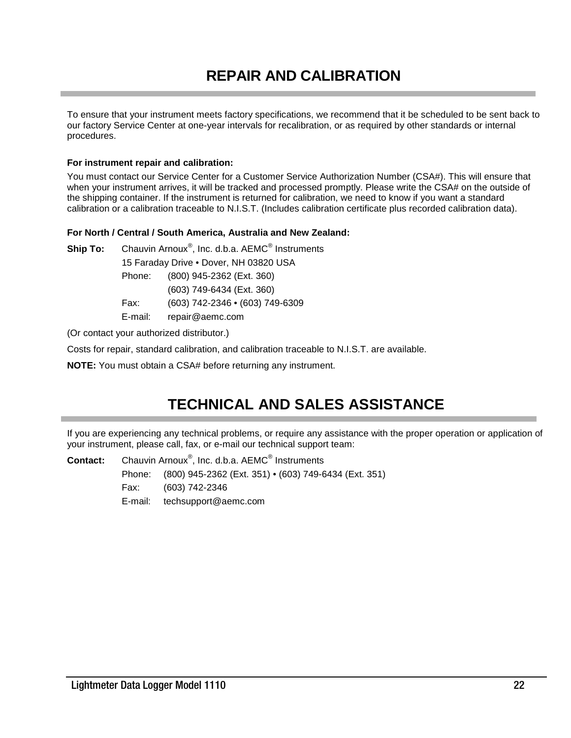# REPAIR AND CALIBRATION

To ensure that your instrument meets factory specifications, we recommend that it be scheduled to be sent back to our factory Service Center at one-year intervals for recalibration, or as required by other standards or internal procedures.

**For instrument repair and calibration:**

You must contact our Service Center for a Customer Service Authorization Number (CSA#). This will ensure that when your instrument arrives, it will be tracked and processed promptly. Please write the CSA# on the outside of the shipping container. If the instrument is returned for calibration, we need to know if you want a standard calibration or a calibration traceable to N.I.S.T. (Includes calibration certificate plus recorded calibration data).

**For North / Central / South America, Australia and New Zealand:**

**Ship To:** Chauvin Arnoux®, Inc. d.b.a. AEMC® Instruments
15 Faraday Drive • Dover, NH 03820 USA
Phone: (800) 945-2362 (Ext. 360)
(603) 749-6434 (Ext. 360)
Fax: (603) 742-2346 • (603) 749-6309
E-mail: repair@aemc.com

(Or contact your authorized distributor.)

Costs for repair, standard calibration, and calibration traceable to N.I.S.T. are available.

**NOTE:** You must obtain a CSA# before returning any instrument.

# TECHNICAL AND SALES ASSISTANCE

If you are experiencing any technical problems, or require any assistance with the proper operation or application of your instrument, please call, fax, or e-mail our technical support team:

**Contact:** Chauvin Arnoux®, Inc. d.b.a. AEMC® Instruments
Phone: (800) 945-2362 (Ext. 351) • (603) 749-6434 (Ext. 351)
Fax: (603) 742-2346
E-mail: techsupport@aemc.com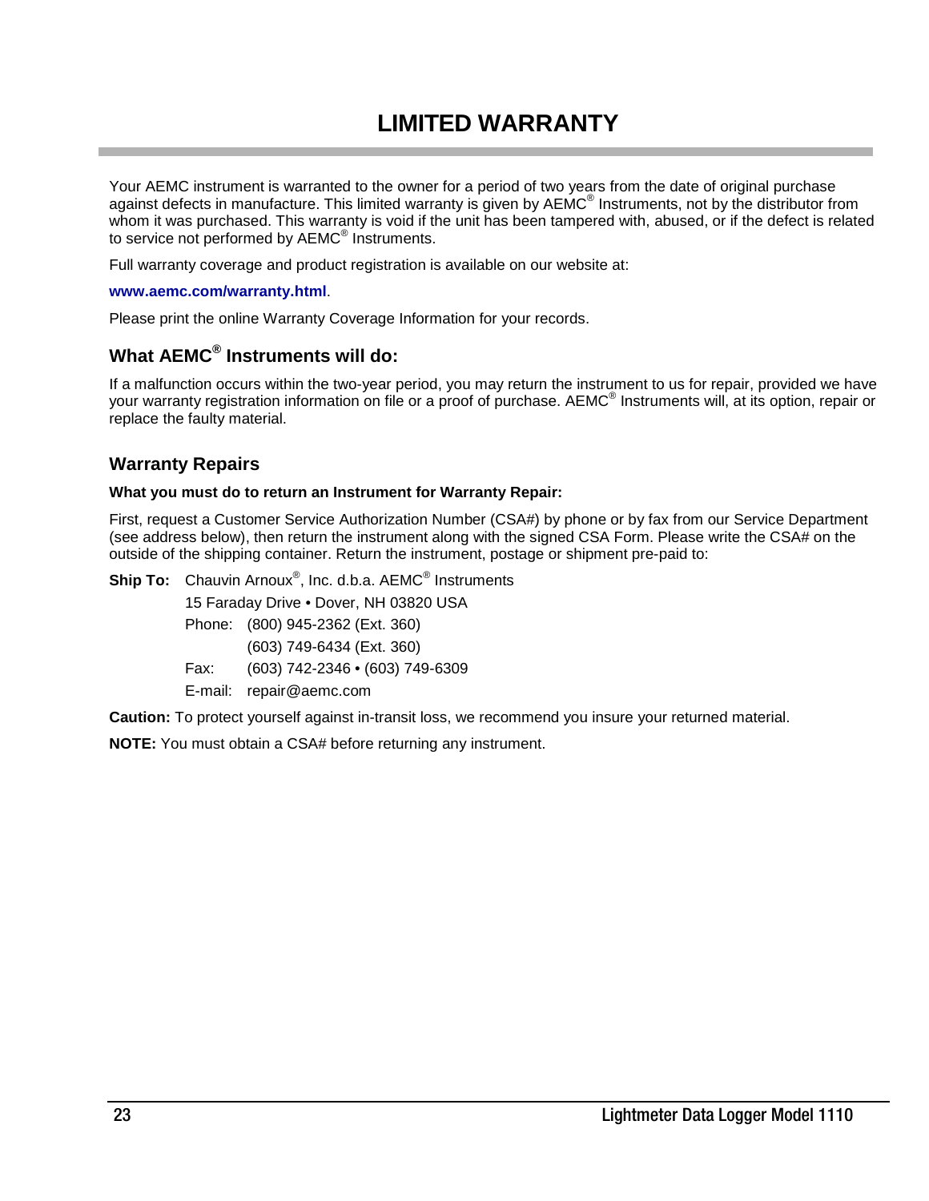# LIMITED WARRANTY

Your AEMC instrument is warranted to the owner for a period of two years from the date of original purchase against defects in manufacture. This limited warranty is given by AEMC® Instruments, not by the distributor from whom it was purchased. This warranty is void if the unit has been tampered with, abused, or if the defect is related to service not performed by AEMC® Instruments.

Full warranty coverage and product registration is available on our website at:

**www.aemc.com/warranty.html**.

Please print the online Warranty Coverage Information for your records.

## What AEMC® Instruments will do:

If a malfunction occurs within the two-year period, you may return the instrument to us for repair, provided we have your warranty registration information on file or a proof of purchase. AEMC® Instruments will, at its option, repair or replace the faulty material.

## Warranty Repairs

**What you must do to return an Instrument for Warranty Repair:**

First, request a Customer Service Authorization Number (CSA#) by phone or by fax from our Service Department (see address below), then return the instrument along with the signed CSA Form. Please write the CSA# on the outside of the shipping container. Return the instrument, postage or shipment pre-paid to:

**Ship To:** Chauvin Arnoux®, Inc. d.b.a. AEMC® Instruments
15 Faraday Drive • Dover, NH 03820 USA
Phone: (800) 945-2362 (Ext. 360)
(603) 749-6434 (Ext. 360)
Fax: (603) 742-2346 • (603) 749-6309
E-mail: repair@aemc.com

**Caution:** To protect yourself against in-transit loss, we recommend you insure your returned material.

**NOTE:** You must obtain a CSA# before returning any instrument.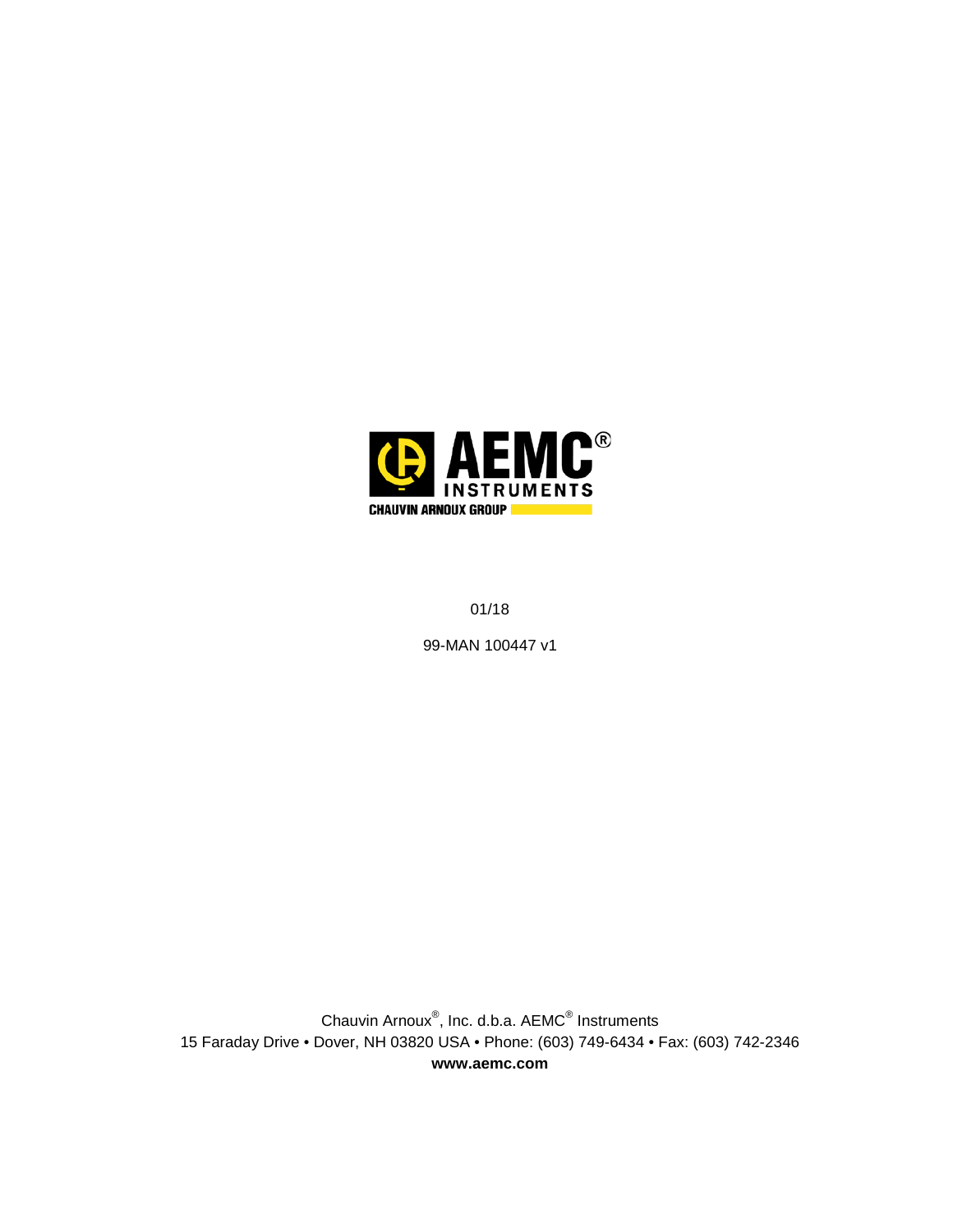AEMC® INSTRUMENTS

CHAUVIN ARNOUX GROUP

01/18

99-MAN 100447 v1

Chauvin Arnoux®, Inc. d.b.a. AEMC® Instruments

15 Faraday Drive • Dover, NH 03820 USA • Phone: (603) 749-6434 • Fax: (603) 742-2346

**www.aemc.com**